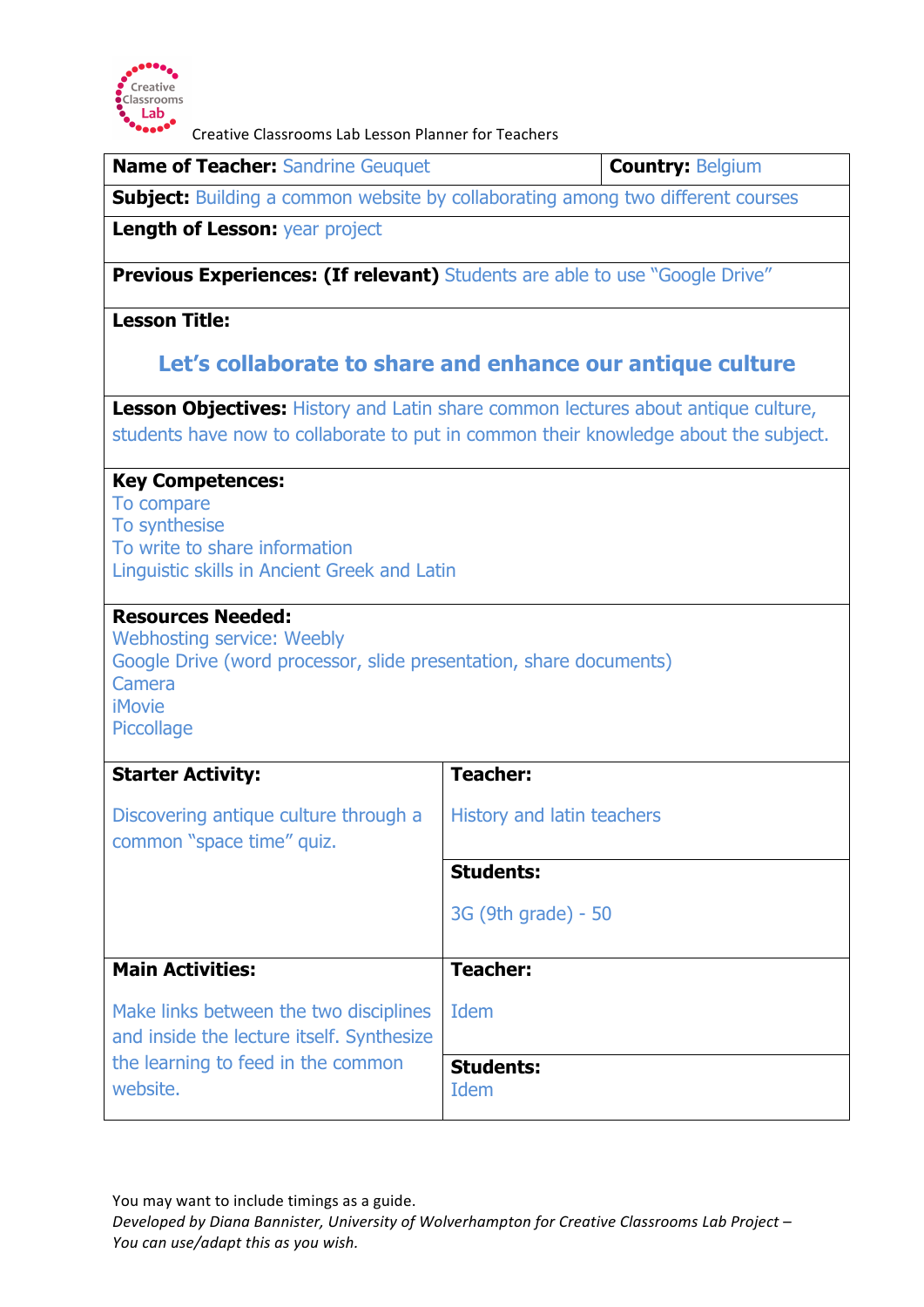Creative Classrooms Lab Lesson Planner for Teachers

| **Name of Teacher:** Sandrine Geuquet | **Country:** Belgium |
|---|---|
| **Subject:** Building a common website by collaborating among two different courses | |
| **Length of Lesson:** year project | |
| **Previous Experiences: (If relevant)** Students are able to use "Google Drive" | |
| **Lesson Title:** **Let's collaborate to share and enhance our antique culture** | |
| **Lesson Objectives:** History and Latin share common lectures about antique culture, students have now to collaborate to put in common their knowledge about the subject. | |
| **Key Competences:** To compare; To synthesise; To write to share information; Linguistic skills in Ancient Greek and Latin | |
| **Resources Needed:** Webhosting service: Weebly; Google Drive (word processor, slide presentation, share documents); Camera; iMovie; Piccollage | |

| **Starter Activity:** | **Teacher:** History and latin teachers |
|---|---|
| Discovering antique culture through a common "space time" quiz. | **Students:** 3G (9th grade) - 50 |
| **Main Activities:** | **Teacher:** Idem |
| Make links between the two disciplines and inside the lecture itself. Synthesize the learning to feed in the common website. | **Students:** Idem |

You may want to include timings as a guide.

*Developed by Diana Bannister, University of Wolverhampton for Creative Classrooms Lab Project – You can use/adapt this as you wish.*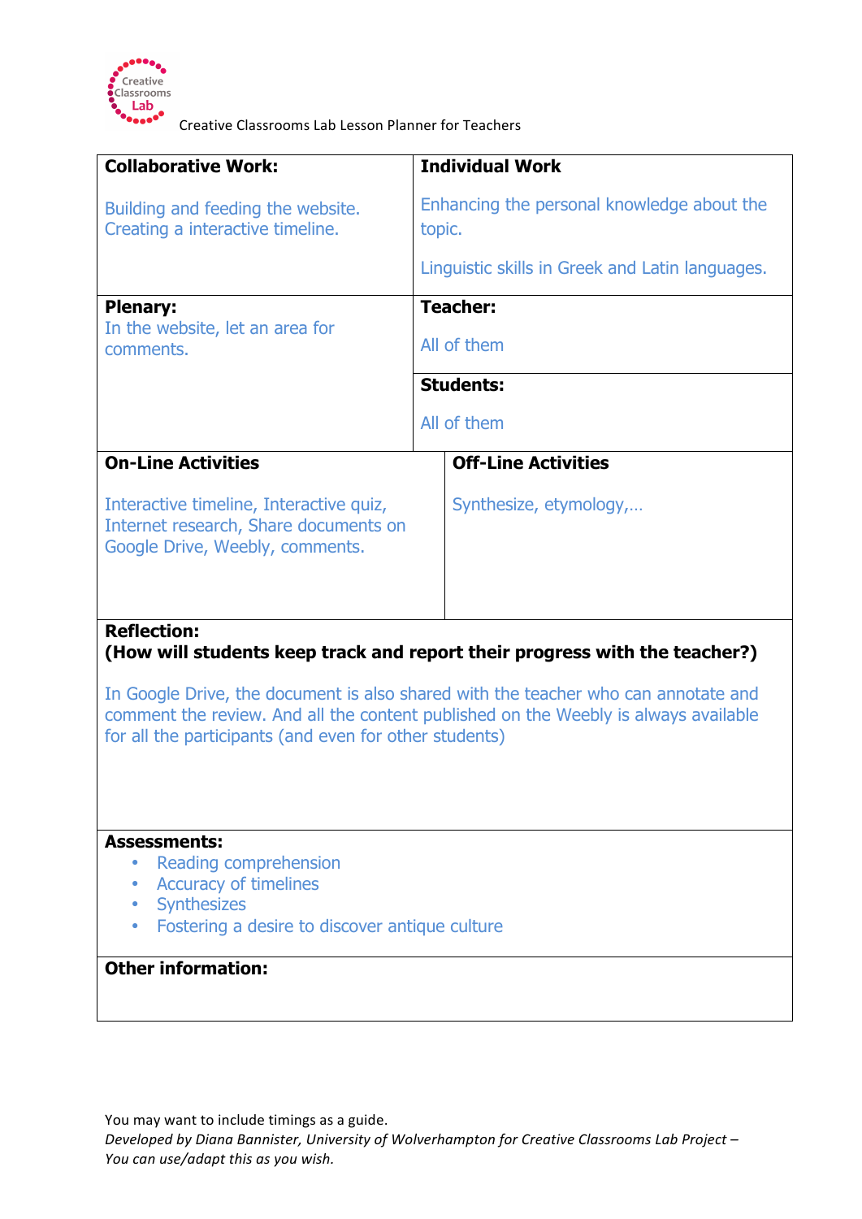Creative Classrooms Lab Lesson Planner for Teachers

| | |
|---|---|
| **Collaborative Work:**<br><br>Building and feeding the website.<br>Creating a interactive timeline. | **Individual Work**<br><br>Enhancing the personal knowledge about the topic.<br><br>Linguistic skills in Greek and Latin languages. |
| **Plenary:**<br>In the website, let an area for comments. | **Teacher:**<br><br>All of them<br><br>**Students:**<br><br>All of them |
| **On-Line Activities**<br><br>Interactive timeline, Interactive quiz, Internet research, Share documents on Google Drive, Weebly, comments. | **Off-Line Activities**<br><br>Synthesize, etymology,… |

**Reflection:**
**(How will students keep track and report their progress with the teacher?)**

In Google Drive, the document is also shared with the teacher who can annotate and comment the review. And all the content published on the Weebly is always available for all the participants (and even for other students)

**Assessments:**

- Reading comprehension
- Accuracy of timelines
- Synthesizes
- Fostering a desire to discover antique culture

**Other information:**

You may want to include timings as a guide.

*Developed by Diana Bannister, University of Wolverhampton for Creative Classrooms Lab Project – You can use/adapt this as you wish.*